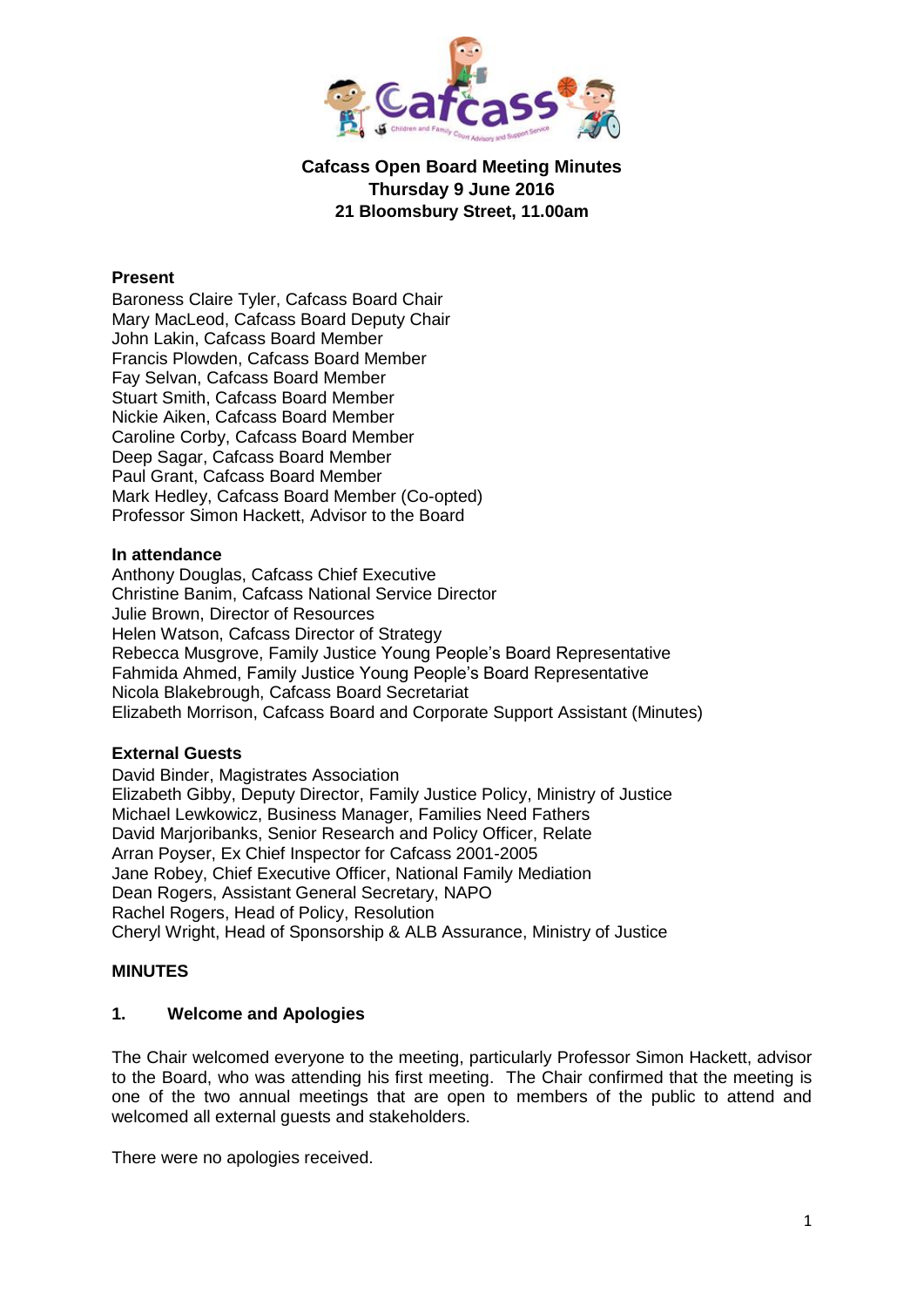# Cafcass Open Board Meeting Minutes
**Thursday 9 June 2016**
**21 Bloomsbury Street, 11.00am**

**Present**

Baroness Claire Tyler, Cafcass Board Chair
Mary MacLeod, Cafcass Board Deputy Chair
John Lakin, Cafcass Board Member
Francis Plowden, Cafcass Board Member
Fay Selvan, Cafcass Board Member
Stuart Smith, Cafcass Board Member
Nickie Aiken, Cafcass Board Member
Caroline Corby, Cafcass Board Member
Deep Sagar, Cafcass Board Member
Paul Grant, Cafcass Board Member
Mark Hedley, Cafcass Board Member (Co-opted)
Professor Simon Hackett, Advisor to the Board

**In attendance**

Anthony Douglas, Cafcass Chief Executive
Christine Banim, Cafcass National Service Director
Julie Brown, Director of Resources
Helen Watson, Cafcass Director of Strategy
Rebecca Musgrove, Family Justice Young People's Board Representative
Fahmida Ahmed, Family Justice Young People's Board Representative
Nicola Blakebrough, Cafcass Board Secretariat
Elizabeth Morrison, Cafcass Board and Corporate Support Assistant (Minutes)

**External Guests**

David Binder, Magistrates Association
Elizabeth Gibby, Deputy Director, Family Justice Policy, Ministry of Justice
Michael Lewkowicz, Business Manager, Families Need Fathers
David Marjoribanks, Senior Research and Policy Officer, Relate
Arran Poyser, Ex Chief Inspector for Cafcass 2001-2005
Jane Robey, Chief Executive Officer, National Family Mediation
Dean Rogers, Assistant General Secretary, NAPO
Rachel Rogers, Head of Policy, Resolution
Cheryl Wright, Head of Sponsorship & ALB Assurance, Ministry of Justice

## MINUTES

### 1. Welcome and Apologies

The Chair welcomed everyone to the meeting, particularly Professor Simon Hackett, advisor to the Board, who was attending his first meeting. The Chair confirmed that the meeting is one of the two annual meetings that are open to members of the public to attend and welcomed all external guests and stakeholders.

There were no apologies received.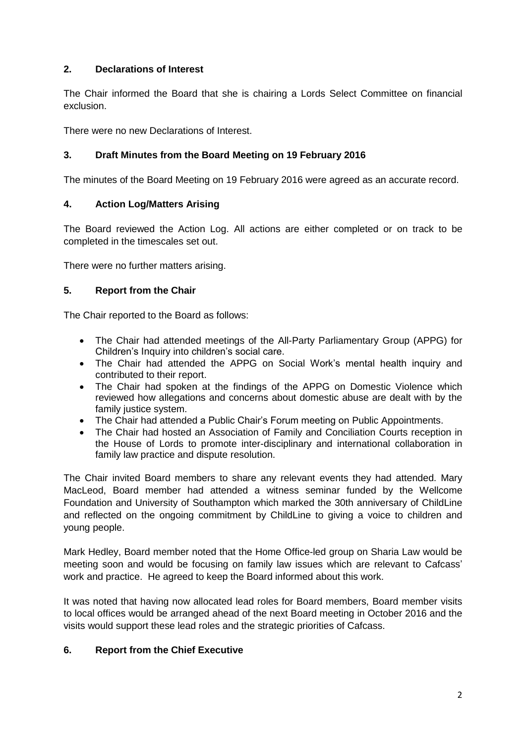## 2. Declarations of Interest

The Chair informed the Board that she is chairing a Lords Select Committee on financial exclusion.

There were no new Declarations of Interest.

## 3. Draft Minutes from the Board Meeting on 19 February 2016

The minutes of the Board Meeting on 19 February 2016 were agreed as an accurate record.

## 4. Action Log/Matters Arising

The Board reviewed the Action Log. All actions are either completed or on track to be completed in the timescales set out.

There were no further matters arising.

## 5. Report from the Chair

The Chair reported to the Board as follows:

- The Chair had attended meetings of the All-Party Parliamentary Group (APPG) for Children's Inquiry into children's social care.
- The Chair had attended the APPG on Social Work's mental health inquiry and contributed to their report.
- The Chair had spoken at the findings of the APPG on Domestic Violence which reviewed how allegations and concerns about domestic abuse are dealt with by the family justice system.
- The Chair had attended a Public Chair's Forum meeting on Public Appointments.
- The Chair had hosted an Association of Family and Conciliation Courts reception in the House of Lords to promote inter-disciplinary and international collaboration in family law practice and dispute resolution.

The Chair invited Board members to share any relevant events they had attended. Mary MacLeod, Board member had attended a witness seminar funded by the Wellcome Foundation and University of Southampton which marked the 30th anniversary of ChildLine and reflected on the ongoing commitment by ChildLine to giving a voice to children and young people.

Mark Hedley, Board member noted that the Home Office-led group on Sharia Law would be meeting soon and would be focusing on family law issues which are relevant to Cafcass' work and practice. He agreed to keep the Board informed about this work.

It was noted that having now allocated lead roles for Board members, Board member visits to local offices would be arranged ahead of the next Board meeting in October 2016 and the visits would support these lead roles and the strategic priorities of Cafcass.

## 6. Report from the Chief Executive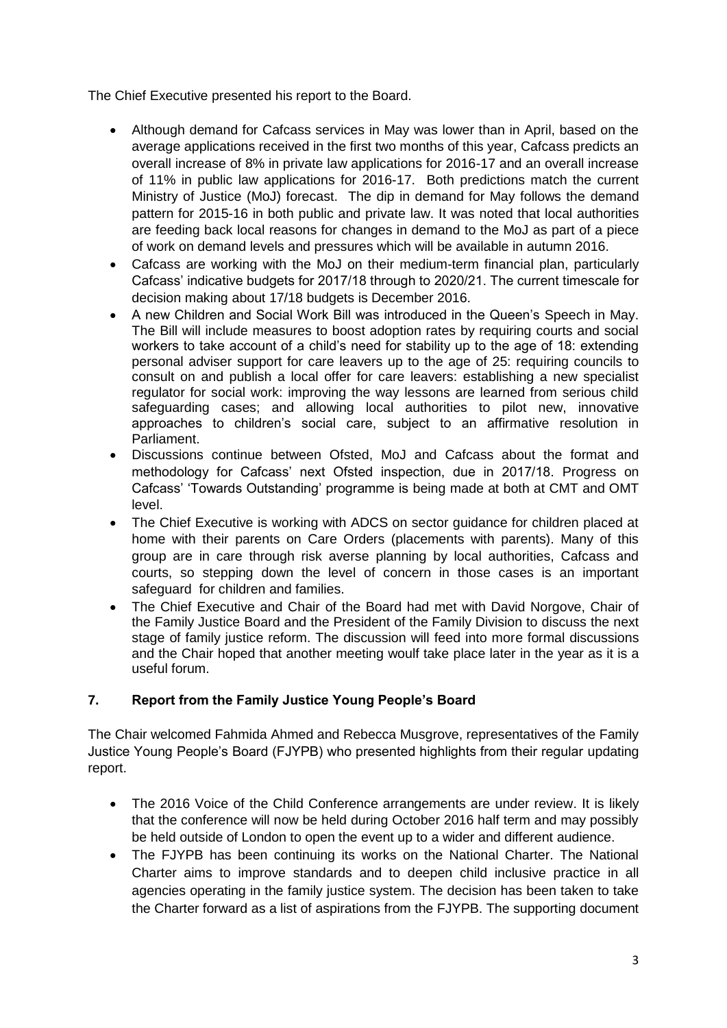The Chief Executive presented his report to the Board.

- Although demand for Cafcass services in May was lower than in April, based on the average applications received in the first two months of this year, Cafcass predicts an overall increase of 8% in private law applications for 2016-17 and an overall increase of 11% in public law applications for 2016-17. Both predictions match the current Ministry of Justice (MoJ) forecast. The dip in demand for May follows the demand pattern for 2015-16 in both public and private law. It was noted that local authorities are feeding back local reasons for changes in demand to the MoJ as part of a piece of work on demand levels and pressures which will be available in autumn 2016.
- Cafcass are working with the MoJ on their medium-term financial plan, particularly Cafcass' indicative budgets for 2017/18 through to 2020/21. The current timescale for decision making about 17/18 budgets is December 2016.
- A new Children and Social Work Bill was introduced in the Queen's Speech in May. The Bill will include measures to boost adoption rates by requiring courts and social workers to take account of a child's need for stability up to the age of 18: extending personal adviser support for care leavers up to the age of 25: requiring councils to consult on and publish a local offer for care leavers: establishing a new specialist regulator for social work: improving the way lessons are learned from serious child safeguarding cases; and allowing local authorities to pilot new, innovative approaches to children's social care, subject to an affirmative resolution in Parliament.
- Discussions continue between Ofsted, MoJ and Cafcass about the format and methodology for Cafcass' next Ofsted inspection, due in 2017/18. Progress on Cafcass' 'Towards Outstanding' programme is being made at both at CMT and OMT level.
- The Chief Executive is working with ADCS on sector guidance for children placed at home with their parents on Care Orders (placements with parents). Many of this group are in care through risk averse planning by local authorities, Cafcass and courts, so stepping down the level of concern in those cases is an important safeguard for children and families.
- The Chief Executive and Chair of the Board had met with David Norgove, Chair of the Family Justice Board and the President of the Family Division to discuss the next stage of family justice reform. The discussion will feed into more formal discussions and the Chair hoped that another meeting woulf take place later in the year as it is a useful forum.

## 7. Report from the Family Justice Young People's Board

The Chair welcomed Fahmida Ahmed and Rebecca Musgrove, representatives of the Family Justice Young People's Board (FJYPB) who presented highlights from their regular updating report.

- The 2016 Voice of the Child Conference arrangements are under review. It is likely that the conference will now be held during October 2016 half term and may possibly be held outside of London to open the event up to a wider and different audience.
- The FJYPB has been continuing its works on the National Charter. The National Charter aims to improve standards and to deepen child inclusive practice in all agencies operating in the family justice system. The decision has been taken to take the Charter forward as a list of aspirations from the FJYPB. The supporting document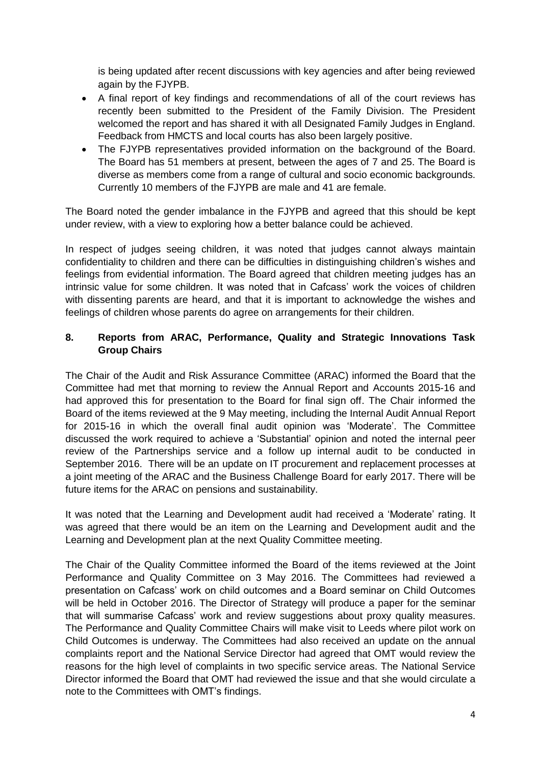is being updated after recent discussions with key agencies and after being reviewed again by the FJYPB.

- A final report of key findings and recommendations of all of the court reviews has recently been submitted to the President of the Family Division. The President welcomed the report and has shared it with all Designated Family Judges in England. Feedback from HMCTS and local courts has also been largely positive.
- The FJYPB representatives provided information on the background of the Board. The Board has 51 members at present, between the ages of 7 and 25. The Board is diverse as members come from a range of cultural and socio economic backgrounds. Currently 10 members of the FJYPB are male and 41 are female.

The Board noted the gender imbalance in the FJYPB and agreed that this should be kept under review, with a view to exploring how a better balance could be achieved.

In respect of judges seeing children, it was noted that judges cannot always maintain confidentiality to children and there can be difficulties in distinguishing children's wishes and feelings from evidential information. The Board agreed that children meeting judges has an intrinsic value for some children. It was noted that in Cafcass' work the voices of children with dissenting parents are heard, and that it is important to acknowledge the wishes and feelings of children whose parents do agree on arrangements for their children.

## 8. Reports from ARAC, Performance, Quality and Strategic Innovations Task Group Chairs

The Chair of the Audit and Risk Assurance Committee (ARAC) informed the Board that the Committee had met that morning to review the Annual Report and Accounts 2015-16 and had approved this for presentation to the Board for final sign off. The Chair informed the Board of the items reviewed at the 9 May meeting, including the Internal Audit Annual Report for 2015-16 in which the overall final audit opinion was 'Moderate'. The Committee discussed the work required to achieve a 'Substantial' opinion and noted the internal peer review of the Partnerships service and a follow up internal audit to be conducted in September 2016. There will be an update on IT procurement and replacement processes at a joint meeting of the ARAC and the Business Challenge Board for early 2017. There will be future items for the ARAC on pensions and sustainability.

It was noted that the Learning and Development audit had received a 'Moderate' rating. It was agreed that there would be an item on the Learning and Development audit and the Learning and Development plan at the next Quality Committee meeting.

The Chair of the Quality Committee informed the Board of the items reviewed at the Joint Performance and Quality Committee on 3 May 2016. The Committees had reviewed a presentation on Cafcass' work on child outcomes and a Board seminar on Child Outcomes will be held in October 2016. The Director of Strategy will produce a paper for the seminar that will summarise Cafcass' work and review suggestions about proxy quality measures. The Performance and Quality Committee Chairs will make visit to Leeds where pilot work on Child Outcomes is underway. The Committees had also received an update on the annual complaints report and the National Service Director had agreed that OMT would review the reasons for the high level of complaints in two specific service areas. The National Service Director informed the Board that OMT had reviewed the issue and that she would circulate a note to the Committees with OMT's findings.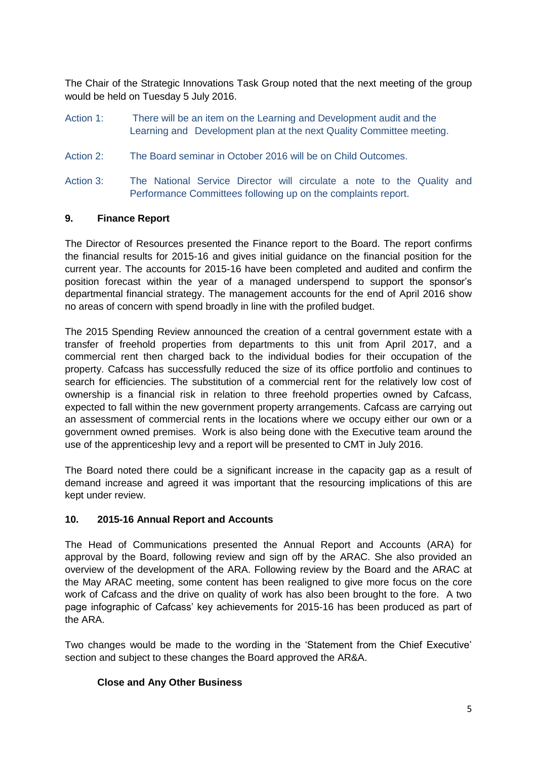The Chair of the Strategic Innovations Task Group noted that the next meeting of the group would be held on Tuesday 5 July 2016.

Action 1: There will be an item on the Learning and Development audit and the Learning and Development plan at the next Quality Committee meeting.

Action 2: The Board seminar in October 2016 will be on Child Outcomes.

Action 3: The National Service Director will circulate a note to the Quality and Performance Committees following up on the complaints report.

## 9. Finance Report

The Director of Resources presented the Finance report to the Board. The report confirms the financial results for 2015-16 and gives initial guidance on the financial position for the current year. The accounts for 2015-16 have been completed and audited and confirm the position forecast within the year of a managed underspend to support the sponsor's departmental financial strategy. The management accounts for the end of April 2016 show no areas of concern with spend broadly in line with the profiled budget.

The 2015 Spending Review announced the creation of a central government estate with a transfer of freehold properties from departments to this unit from April 2017, and a commercial rent then charged back to the individual bodies for their occupation of the property. Cafcass has successfully reduced the size of its office portfolio and continues to search for efficiencies. The substitution of a commercial rent for the relatively low cost of ownership is a financial risk in relation to three freehold properties owned by Cafcass, expected to fall within the new government property arrangements. Cafcass are carrying out an assessment of commercial rents in the locations where we occupy either our own or a government owned premises. Work is also being done with the Executive team around the use of the apprenticeship levy and a report will be presented to CMT in July 2016.

The Board noted there could be a significant increase in the capacity gap as a result of demand increase and agreed it was important that the resourcing implications of this are kept under review.

## 10. 2015-16 Annual Report and Accounts

The Head of Communications presented the Annual Report and Accounts (ARA) for approval by the Board, following review and sign off by the ARAC. She also provided an overview of the development of the ARA. Following review by the Board and the ARAC at the May ARAC meeting, some content has been realigned to give more focus on the core work of Cafcass and the drive on quality of work has also been brought to the fore. A two page infographic of Cafcass' key achievements for 2015-16 has been produced as part of the ARA.

Two changes would be made to the wording in the 'Statement from the Chief Executive' section and subject to these changes the Board approved the AR&A.

## Close and Any Other Business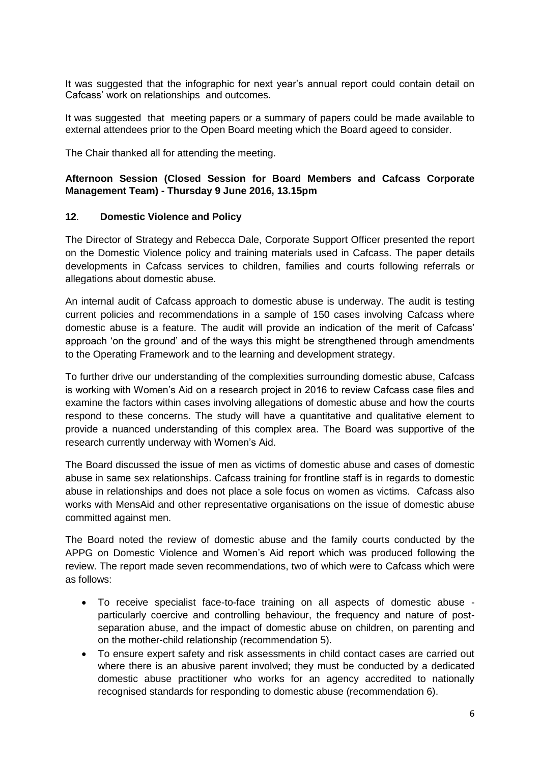It was suggested that the infographic for next year's annual report could contain detail on Cafcass' work on relationships and outcomes.

It was suggested that meeting papers or a summary of papers could be made available to external attendees prior to the Open Board meeting which the Board ageed to consider.

The Chair thanked all for attending the meeting.

**Afternoon Session (Closed Session for Board Members and Cafcass Corporate Management Team) - Thursday 9 June 2016, 13.15pm**

**12. Domestic Violence and Policy**

The Director of Strategy and Rebecca Dale, Corporate Support Officer presented the report on the Domestic Violence policy and training materials used in Cafcass. The paper details developments in Cafcass services to children, families and courts following referrals or allegations about domestic abuse.

An internal audit of Cafcass approach to domestic abuse is underway. The audit is testing current policies and recommendations in a sample of 150 cases involving Cafcass where domestic abuse is a feature. The audit will provide an indication of the merit of Cafcass' approach 'on the ground' and of the ways this might be strengthened through amendments to the Operating Framework and to the learning and development strategy.

To further drive our understanding of the complexities surrounding domestic abuse, Cafcass is working with Women's Aid on a research project in 2016 to review Cafcass case files and examine the factors within cases involving allegations of domestic abuse and how the courts respond to these concerns. The study will have a quantitative and qualitative element to provide a nuanced understanding of this complex area. The Board was supportive of the research currently underway with Women's Aid.

The Board discussed the issue of men as victims of domestic abuse and cases of domestic abuse in same sex relationships. Cafcass training for frontline staff is in regards to domestic abuse in relationships and does not place a sole focus on women as victims. Cafcass also works with MensAid and other representative organisations on the issue of domestic abuse committed against men.

The Board noted the review of domestic abuse and the family courts conducted by the APPG on Domestic Violence and Women's Aid report which was produced following the review. The report made seven recommendations, two of which were to Cafcass which were as follows:

- To receive specialist face-to-face training on all aspects of domestic abuse - particularly coercive and controlling behaviour, the frequency and nature of post-separation abuse, and the impact of domestic abuse on children, on parenting and on the mother-child relationship (recommendation 5).
- To ensure expert safety and risk assessments in child contact cases are carried out where there is an abusive parent involved; they must be conducted by a dedicated domestic abuse practitioner who works for an agency accredited to nationally recognised standards for responding to domestic abuse (recommendation 6).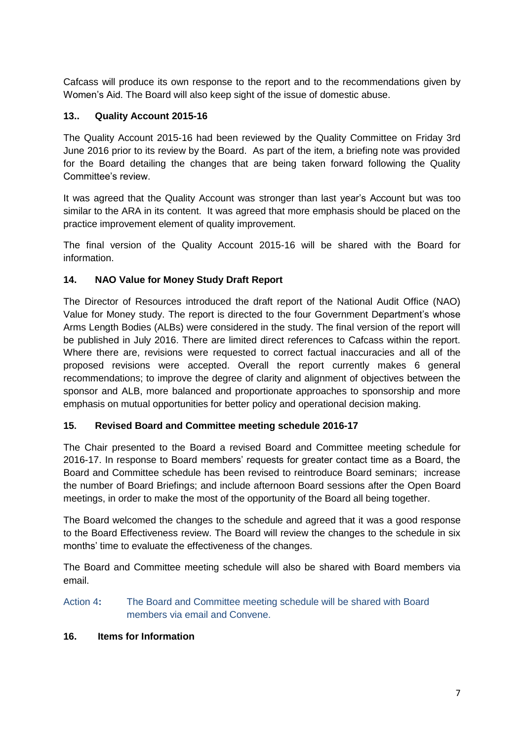Cafcass will produce its own response to the report and to the recommendations given by Women's Aid. The Board will also keep sight of the issue of domestic abuse.

### 13.. Quality Account 2015-16

The Quality Account 2015-16 had been reviewed by the Quality Committee on Friday 3rd June 2016 prior to its review by the Board. As part of the item, a briefing note was provided for the Board detailing the changes that are being taken forward following the Quality Committee's review.

It was agreed that the Quality Account was stronger than last year's Account but was too similar to the ARA in its content. It was agreed that more emphasis should be placed on the practice improvement element of quality improvement.

The final version of the Quality Account 2015-16 will be shared with the Board for information.

### 14. NAO Value for Money Study Draft Report

The Director of Resources introduced the draft report of the National Audit Office (NAO) Value for Money study. The report is directed to the four Government Department's whose Arms Length Bodies (ALBs) were considered in the study. The final version of the report will be published in July 2016. There are limited direct references to Cafcass within the report. Where there are, revisions were requested to correct factual inaccuracies and all of the proposed revisions were accepted. Overall the report currently makes 6 general recommendations; to improve the degree of clarity and alignment of objectives between the sponsor and ALB, more balanced and proportionate approaches to sponsorship and more emphasis on mutual opportunities for better policy and operational decision making.

### 15. Revised Board and Committee meeting schedule 2016-17

The Chair presented to the Board a revised Board and Committee meeting schedule for 2016-17. In response to Board members' requests for greater contact time as a Board, the Board and Committee schedule has been revised to reintroduce Board seminars; increase the number of Board Briefings; and include afternoon Board sessions after the Open Board meetings, in order to make the most of the opportunity of the Board all being together.

The Board welcomed the changes to the schedule and agreed that it was a good response to the Board Effectiveness review. The Board will review the changes to the schedule in six months' time to evaluate the effectiveness of the changes.

The Board and Committee meeting schedule will also be shared with Board members via email.

Action 4**:** The Board and Committee meeting schedule will be shared with Board members via email and Convene.

### 16. Items for Information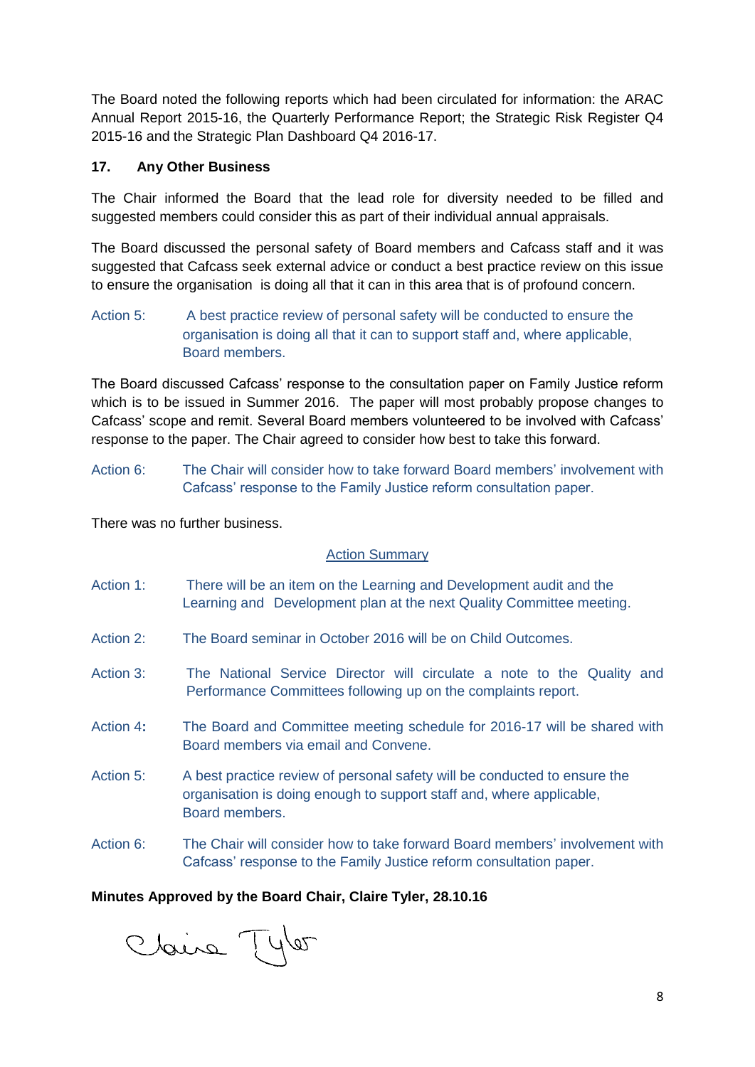The Board noted the following reports which had been circulated for information: the ARAC Annual Report 2015-16, the Quarterly Performance Report; the Strategic Risk Register Q4 2015-16 and the Strategic Plan Dashboard Q4 2016-17.

**17. Any Other Business**

The Chair informed the Board that the lead role for diversity needed to be filled and suggested members could consider this as part of their individual annual appraisals.

The Board discussed the personal safety of Board members and Cafcass staff and it was suggested that Cafcass seek external advice or conduct a best practice review on this issue to ensure the organisation is doing all that it can in this area that is of profound concern.

Action 5: A best practice review of personal safety will be conducted to ensure the organisation is doing all that it can to support staff and, where applicable, Board members.

The Board discussed Cafcass' response to the consultation paper on Family Justice reform which is to be issued in Summer 2016. The paper will most probably propose changes to Cafcass' scope and remit. Several Board members volunteered to be involved with Cafcass' response to the paper. The Chair agreed to consider how best to take this forward.

Action 6: The Chair will consider how to take forward Board members' involvement with Cafcass' response to the Family Justice reform consultation paper.

There was no further business.

**Action Summary**

Action 1: There will be an item on the Learning and Development audit and the Learning and Development plan at the next Quality Committee meeting.

Action 2: The Board seminar in October 2016 will be on Child Outcomes.

Action 3: The National Service Director will circulate a note to the Quality and Performance Committees following up on the complaints report.

Action 4: The Board and Committee meeting schedule for 2016-17 will be shared with Board members via email and Convene.

Action 5: A best practice review of personal safety will be conducted to ensure the organisation is doing enough to support staff and, where applicable, Board members.

Action 6: The Chair will consider how to take forward Board members' involvement with Cafcass' response to the Family Justice reform consultation paper.

**Minutes Approved by the Board Chair, Claire Tyler, 28.10.16**

Claire Tyler